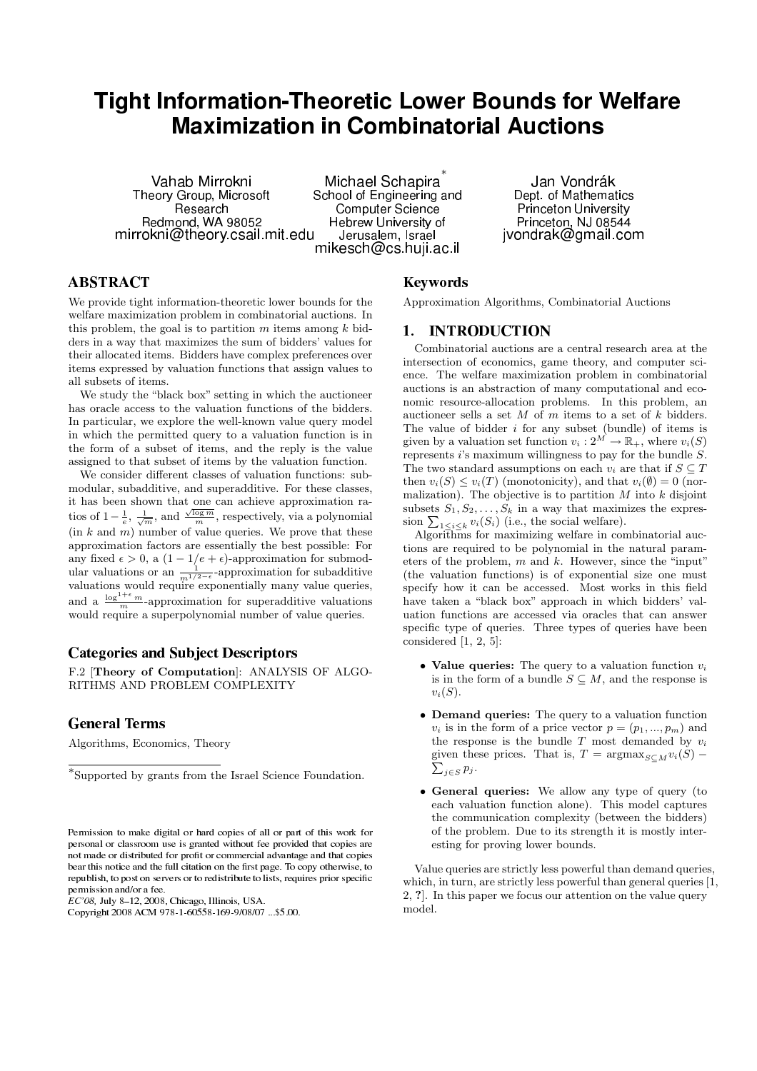# Tight Information-Theoretic Lower Bounds for Welfare Maximization in Combinatorial Auctions

Vahab Mirrokni
Theory Group, Microsoft Research
Redmond, WA 98052
mirrokni@theory.csail.mit.edu

Michael Schapira*
School of Engineering and Computer Science
Hebrew University of Jerusalem, Israel
mikesch@cs.huji.ac.il

Jan Vondrák
Dept. of Mathematics
Princeton University
Princeton, NJ 08544
jvondrak@gmail.com

## ABSTRACT

We provide tight information-theoretic lower bounds for the welfare maximization problem in combinatorial auctions. In this problem, the goal is to partition $m$ items among $k$ bidders in a way that maximizes the sum of bidders' values for their allocated items. Bidders have complex preferences over items expressed by valuation functions that assign values to all subsets of items.

We study the "black box" setting in which the auctioneer has oracle access to the valuation functions of the bidders. In particular, we explore the well-known value query model in which the permitted query to a valuation function is in the form of a subset of items, and the reply is the value assigned to that subset of items by the valuation function.

We consider different classes of valuation functions: submodular, subadditive, and superadditive. For these classes, it has been shown that one can achieve approximation ratios of $1-\frac{1}{e}$, $\frac{1}{\sqrt{m}}$, and $\frac{\sqrt{\log m}}{m}$, respectively, via a polynomial (in $k$ and $m$) number of value queries. We prove that these approximation factors are essentially the best possible: For any fixed $\epsilon > 0$, a $(1-1/e+\epsilon)$-approximation for submodular valuations or an $\frac{1}{m^{1/2-\epsilon}}$-approximation for subadditive valuations would require exponentially many value queries, and a $\frac{\log^{1+\epsilon} m}{m}$-approximation for superadditive valuations would require a superpolynomial number of value queries.

### Categories and Subject Descriptors

F.2 [**Theory of Computation**]: ANALYSIS OF ALGORITHMS AND PROBLEM COMPLEXITY

### General Terms

Algorithms, Economics, Theory

*Supported by grants from the Israel Science Foundation.

Permission to make digital or hard copies of all or part of this work for personal or classroom use is granted without fee provided that copies are not made or distributed for profit or commercial advantage and that copies bear this notice and the full citation on the first page. To copy otherwise, to republish, to post on servers or to redistribute to lists, requires prior specific permission and/or a fee.
*EC'08,* July 8–12, 2008, Chicago, Illinois, USA.
Copyright 2008 ACM 978-1-60558-169-9/08/07 ...$5.00.

### Keywords

Approximation Algorithms, Combinatorial Auctions

## 1. INTRODUCTION

Combinatorial auctions are a central research area at the intersection of economics, game theory, and computer science. The welfare maximization problem in combinatorial auctions is an abstraction of many computational and economic resource-allocation problems. In this problem, an auctioneer sells a set $M$ of $m$ items to a set of $k$ bidders. The value of bidder $i$ for any subset (bundle) of items is given by a valuation set function $v_i : 2^M \to \mathbb{R}_+$, where $v_i(S)$ represents $i$'s maximum willingness to pay for the bundle $S$. The two standard assumptions on each $v_i$ are that if $S \subseteq T$ then $v_i(S) \leq v_i(T)$ (monotonicity), and that $v_i(\emptyset) = 0$ (normalization). The objective is to partition $M$ into $k$ disjoint subsets $S_1, S_2, \ldots, S_k$ in a way that maximizes the expression $\sum_{1\leq i\leq k} v_i(S_i)$ (i.e., the social welfare).

Algorithms for maximizing welfare in combinatorial auctions are required to be polynomial in the natural parameters of the problem, $m$ and $k$. However, since the "input" (the valuation functions) is of exponential size one must specify how it can be accessed. Most works in this field have taken a "black box" approach in which bidders' valuation functions are accessed via oracles that can answer specific type of queries. Three types of queries have been considered [1, 2, 5]:

- **Value queries:** The query to a valuation function $v_i$ is in the form of a bundle $S \subseteq M$, and the response is $v_i(S)$.
- **Demand queries:** The query to a valuation function $v_i$ is in the form of a price vector $p = (p_1, ..., p_m)$ and the response is the bundle $T$ most demanded by $v_i$ given these prices. That is, $T = \text{argmax}_{S\subseteq M} v_i(S) - \sum_{j\in S} p_j$.
- **General queries:** We allow any type of query (to each valuation function alone). This model captures the communication complexity (between the bidders) of the problem. Due to its strength it is mostly interesting for proving lower bounds.

Value queries are strictly less powerful than demand queries, which, in turn, are strictly less powerful than general queries [1, 2, ?]. In this paper we focus our attention on the value query model.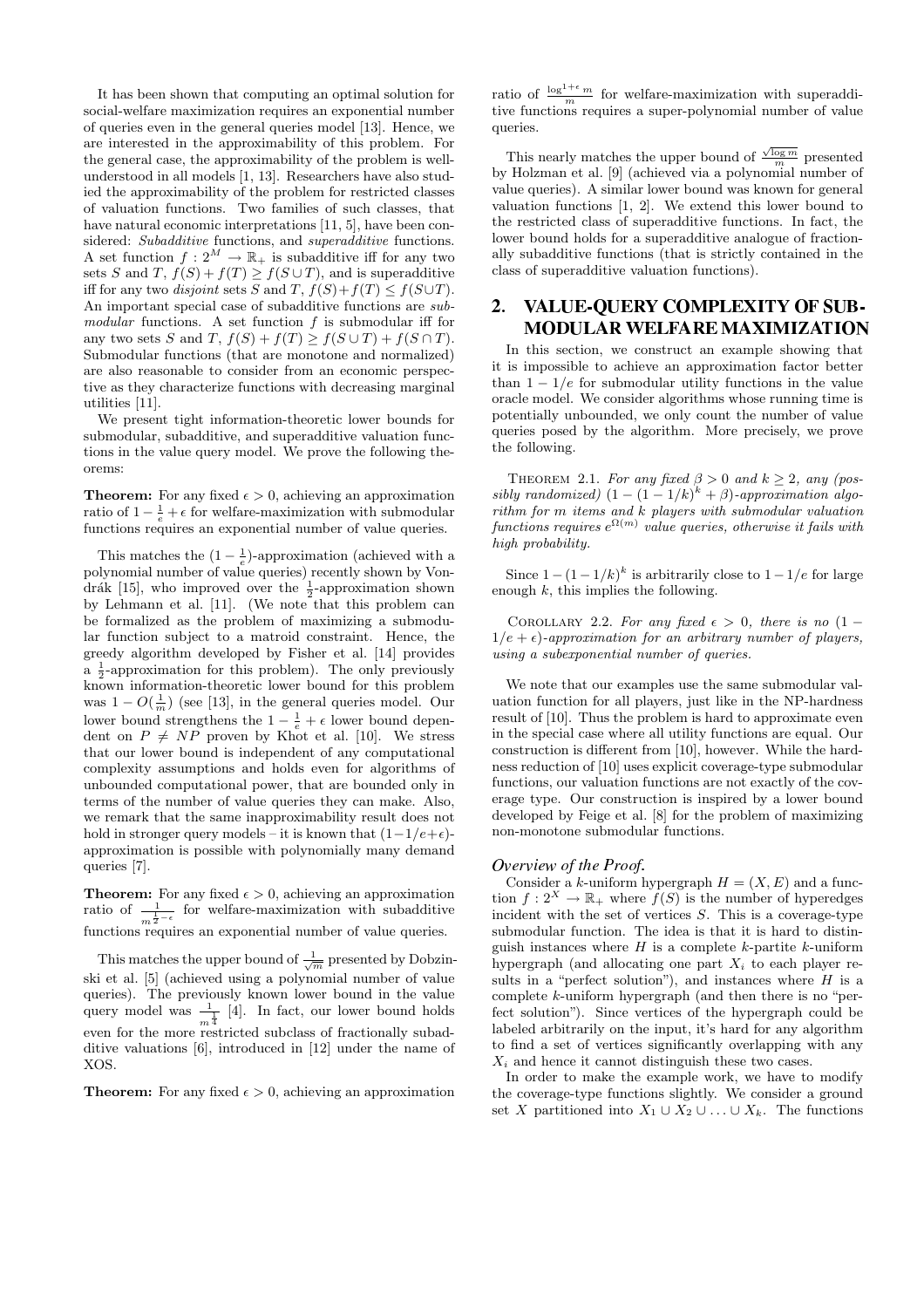It has been shown that computing an optimal solution for social-welfare maximization requires an exponential number of queries even in the general queries model [13]. Hence, we are interested in the approximability of this problem. For the general case, the approximability of the problem is well-understood in all models [1, 13]. Researchers have also studied the approximability of the problem for restricted classes of valuation functions. Two families of such classes, that have natural economic interpretations [11, 5], have been considered: *Subadditive* functions, and *superadditive* functions. A set function $f : 2^M \to \mathbb{R}_+$ is subadditive iff for any two sets $S$ and $T$, $f(S) + f(T) \geq f(S \cup T)$, and is superadditive iff for any two *disjoint* sets $S$ and $T$, $f(S)+f(T) \leq f(S \cup T)$. An important special case of subadditive functions are *submodular* functions. A set function $f$ is submodular iff for any two sets $S$ and $T$, $f(S) + f(T) \geq f(S \cup T) + f(S \cap T)$. Submodular functions (that are monotone and normalized) are also reasonable to consider from an economic perspective as they characterize functions with decreasing marginal utilities [11].

We present tight information-theoretic lower bounds for submodular, subadditive, and superadditive valuation functions in the value query model. We prove the following theorems:

**Theorem:** For any fixed $\epsilon > 0$, achieving an approximation ratio of $1 - \frac{1}{e} + \epsilon$ for welfare-maximization with submodular functions requires an exponential number of value queries.

This matches the $(1 - \frac{1}{e})$-approximation (achieved with a polynomial number of value queries) recently shown by Vondrák [15], who improved over the $\frac{1}{2}$-approximation shown by Lehmann et al. [11]. (We note that this problem can be formalized as the problem of maximizing a submodular function subject to a matroid constraint. Hence, the greedy algorithm developed by Fisher et al. [14] provides a $\frac{1}{2}$-approximation for this problem). The only previously known information-theoretic lower bound for this problem was $1 - O(\frac{1}{m})$ (see [13], in the general queries model. Our lower bound strengthens the $1 - \frac{1}{e} + \epsilon$ lower bound dependent on $P \neq NP$ proven by Khot et al. [10]. We stress that our lower bound is independent of any computational complexity assumptions and holds even for algorithms of unbounded computational power, that are bounded only in terms of the number of value queries they can make. Also, we remark that the same inapproximability result does not hold in stronger query models – it is known that $(1-1/e+\epsilon)$-approximation is possible with polynomially many demand queries [7].

**Theorem:** For any fixed $\epsilon > 0$, achieving an approximation ratio of $\frac{1}{m^{\frac{1}{2}-\epsilon}}$ for welfare-maximization with subadditive functions requires an exponential number of value queries.

This matches the upper bound of $\frac{1}{\sqrt{m}}$ presented by Dobzinski et al. [5] (achieved using a polynomial number of value queries). The previously known lower bound in the value query model was $\frac{1}{m^{\frac{1}{4}}}$ [4]. In fact, our lower bound holds even for the more restricted subclass of fractionally subadditive valuations [6], introduced in [12] under the name of XOS.

**Theorem:** For any fixed $\epsilon > 0$, achieving an approximation ratio of $\frac{\log^{1+\epsilon} m}{m}$ for welfare-maximization with superadditive functions requires a super-polynomial number of value queries.

This nearly matches the upper bound of $\frac{\sqrt{\log m}}{m}$ presented by Holzman et al. [9] (achieved via a polynomial number of value queries). A similar lower bound was known for general valuation functions [1, 2]. We extend this lower bound to the restricted class of superadditive functions. In fact, the lower bound holds for a superadditive analogue of fractionally subadditive functions (that is strictly contained in the class of superadditive valuation functions).

## 2. VALUE-QUERY COMPLEXITY OF SUBMODULAR WELFARE MAXIMIZATION

In this section, we construct an example showing that it is impossible to achieve an approximation factor better than $1 - 1/e$ for submodular utility functions in the value oracle model. We consider algorithms whose running time is potentially unbounded, we only count the number of value queries posed by the algorithm. More precisely, we prove the following.

THEOREM 2.1. *For any fixed $\beta > 0$ and $k \geq 2$, any (possibly randomized) $(1 - (1 - 1/k)^k + \beta)$-approximation algorithm for $m$ items and $k$ players with submodular valuation functions requires $e^{\Omega(m)}$ value queries, otherwise it fails with high probability.*

Since $1-(1-1/k)^k$ is arbitrarily close to $1-1/e$ for large enough $k$, this implies the following.

COROLLARY 2.2. *For any fixed $\epsilon > 0$, there is no $(1 - 1/e + \epsilon)$-approximation for an arbitrary number of players, using a subexponential number of queries.*

We note that our examples use the same submodular valuation function for all players, just like in the NP-hardness result of [10]. Thus the problem is hard to approximate even in the special case where all utility functions are equal. Our construction is different from [10], however. While the hardness reduction of [10] uses explicit coverage-type submodular functions, our valuation functions are not exactly of the coverage type. Our construction is inspired by a lower bound developed by Feige et al. [8] for the problem of maximizing non-monotone submodular functions.

### *Overview of the Proof.*

Consider a $k$-uniform hypergraph $H = (X, E)$ and a function $f : 2^X \to \mathbb{R}_+$ where $f(S)$ is the number of hyperedges incident with the set of vertices $S$. This is a coverage-type submodular function. The idea is that it is hard to distinguish instances where $H$ is a complete $k$-partite $k$-uniform hypergraph (and allocating one part $X_i$ to each player results in a "perfect solution"), and instances where $H$ is a complete $k$-uniform hypergraph (and then there is no "perfect solution"). Since vertices of the hypergraph could be labeled arbitrarily on the input, it's hard for any algorithm to find a set of vertices significantly overlapping with any $X_i$ and hence it cannot distinguish these two cases.

In order to make the example work, we have to modify the coverage-type functions slightly. We consider a ground set $X$ partitioned into $X_1 \cup X_2 \cup \ldots \cup X_k$. The functions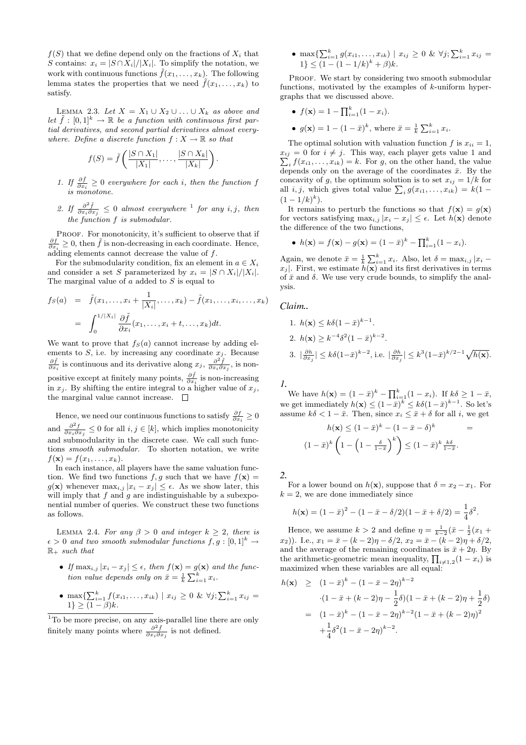$f(S)$ that we define depend only on the fractions of $X_i$ that $S$ contains: $x_i = |S \cap X_i|/|X_i|$. To simplify the notation, we work with continuous functions $\tilde{f}(x_1, \ldots, x_k)$. The following lemma states the properties that we need $\tilde{f}(x_1, \ldots, x_k)$ to satisfy.

LEMMA 2.3. *Let $X = X_1 \cup X_2 \cup \ldots \cup X_k$ as above and let $\tilde{f} : [0,1]^k \to \mathbb{R}$ be a function with continuous first partial derivatives, and second partial derivatives almost everywhere. Define a discrete function $f : X \to \mathbb{R}$ so that*

$$f(S) = \tilde{f}\left(\frac{|S \cap X_1|}{|X_1|}, \ldots, \frac{|S \cap X_k|}{|X_k|}\right).$$

1. *If $\frac{\partial \tilde{f}}{\partial x_i} \geq 0$ everywhere for each $i$, then the function $f$ is monotone.*
2. *If $\frac{\partial^2 \tilde{f}}{\partial x_i \partial x_j} \leq 0$ almost everywhere [1] for any $i, j$, then the function $f$ is submodular.*

PROOF. For monotonicity, it's sufficient to observe that if $\frac{\partial f}{\partial x_i} \geq 0$, then $\tilde{f}$ is non-decreasing in each coordinate. Hence, adding elements cannot decrease the value of $f$.

For the submodularity condition, fix an element in $a \in X_i$ and consider a set $S$ parameterized by $x_i = |S \cap X_i|/|X_i|$. The marginal value of $a$ added to $S$ is equal to

$$\begin{aligned} f_S(a) &= \tilde{f}(x_1, \ldots, x_i + \frac{1}{|X_i|}, \ldots, x_k) - \tilde{f}(x_1, \ldots, x_i, \ldots, x_k) \\ &= \int_0^{1/|X_i|} \frac{\partial \tilde{f}}{\partial x_i}(x_1, \ldots, x_i + t, \ldots, x_k) dt. \end{aligned}$$

We want to prove that $f_S(a)$ cannot increase by adding elements to $S$, i.e. by increasing any coordinate $x_j$. Because $\frac{\partial \tilde{f}}{\partial x_i}$ is continuous and its derivative along $x_j$, $\frac{\partial^2 \tilde{f}}{\partial x_i \partial x_j}$, is non-positive except at finitely many points, $\frac{\partial \tilde{f}}{\partial x_i}$ is non-increasing in $x_j$. By shifting the entire integral to a higher value of $x_j$, the marginal value cannot increase. $\square$

Hence, we need our continuous functions to satisfy $\frac{\partial f}{\partial x_i} \geq 0$ and $\frac{\partial^2 f}{\partial x_i \partial x_j} \leq 0$ for all $i, j \in [k]$, which implies monotonicity and submodularity in the discrete case. We call such functions *smooth submodular*. To shorten notation, we write $f(\mathbf{x}) = f(x_1, \ldots, x_k)$.

In each instance, all players have the same valuation function. We find two functions $f, g$ such that we have $f(\mathbf{x}) = g(\mathbf{x})$ whenever $\max_{i,j} |x_i - x_j| \leq \epsilon$. As we show later, this will imply that $f$ and $g$ are indistinguishable by a subexponential number of queries. We construct these two functions as follows.

LEMMA 2.4. *For any $\beta > 0$ and integer $k \geq 2$, there is $\epsilon > 0$ and two smooth submodular functions $f, g : [0,1]^k \to \mathbb{R}_+$ such that*

- *If $\max_{i,j} |x_i - x_j| \leq \epsilon$, then $f(\mathbf{x}) = g(\mathbf{x})$ and the function value depends only on $\bar{x} = \frac{1}{k}\sum_{i=1}^k x_i$.*
- *$\max\{\sum_{i=1}^k f(x_{i1}, \ldots, x_{ik}) \mid x_{ij} \geq 0 \ \& \ \forall j; \sum_{i=1}^k x_{ij} = 1\} \geq (1 - \beta)k$.*
- *$\max\{\sum_{i=1}^k g(x_{i1}, \ldots, x_{ik}) \mid x_{ij} \geq 0 \ \& \ \forall j; \sum_{i=1}^k x_{ij} = 1\} \leq (1 - (1 - 1/k)^k + \beta)k$.*

[1] To be more precise, on any axis-parallel line there are only finitely many points where $\frac{\partial^2 \tilde{f}}{\partial x_i \partial x_j}$ is not defined.

PROOF. We start by considering two smooth submodular functions, motivated by the examples of $k$-uniform hypergraphs that we discussed above.

- $f(\mathbf{x}) = 1 - \prod_{i=1}^k (1 - x_i)$.
- $g(\mathbf{x}) = 1 - (1 - \bar{x})^k$, where $\bar{x} = \frac{1}{k}\sum_{i=1}^k x_i$.

The optimal solution with valuation function $f$ is $x_{ii} = 1$, $x_{ij} = 0$ for $i \neq j$. This way, each player gets value 1 and $\sum_i f(x_{i1}, \ldots, x_{ik}) = k$. For $g$, on the other hand, the value depends only on the average of the coordinates $\bar{x}$. By the concavity of $g$, the optimum solution is to set $x_{ij} = 1/k$ for all $i, j$, which gives total value $\sum_i g(x_{i1}, \ldots, x_{ik}) = k(1 - (1 - 1/k)^k)$.

It remains to perturb the functions so that $f(\mathbf{x}) = g(\mathbf{x})$ for vectors satisfying $\max_{i,j} |x_i - x_j| \leq \epsilon$. Let $h(\mathbf{x})$ denote the difference of the two functions,

- $h(\mathbf{x}) = f(\mathbf{x}) - g(\mathbf{x}) = (1 - \bar{x})^k - \prod_{i=1}^k (1 - x_i)$.

Again, we denote $\bar{x} = \frac{1}{k}\sum_{i=1}^k x_i$. Also, let $\delta = \max_{i,j} |x_i - x_j|$. First, we estimate $h(\mathbf{x})$ and its first derivatives in terms of $\bar{x}$ and $\delta$. We use very crude bounds, to simplify the analysis.

***Claim..***

1. $h(\mathbf{x}) \leq k\delta(1 - \bar{x})^{k-1}$.
2. $h(\mathbf{x}) \geq k^{-4}\delta^2(1 - \bar{x})^{k-2}$.
3. $|\frac{\partial h}{\partial x_j}| \leq k\delta(1 - \bar{x})^{k-2}$, i.e. $|\frac{\partial h}{\partial x_j}| \leq k^3(1 - \bar{x})^{k/2-1}\sqrt{h(\mathbf{x})}$.

***1.***

We have $h(\mathbf{x}) = (1 - \bar{x})^k - \prod_{i=1}^k (1 - x_i)$. If $k\delta \geq 1 - \bar{x}$, we get immediately $h(\mathbf{x}) \leq (1 - \bar{x})^k \leq k\delta(1 - \bar{x})^{k-1}$. So let's assume $k\delta < 1 - \bar{x}$. Then, since $x_i \leq \bar{x} + \delta$ for all $i$, we get

$$h(\mathbf{x}) \leq (1 - \bar{x})^k - (1 - \bar{x} - \delta)^k =$$

$$(1 - \bar{x})^k \left(1 - \left(1 - \tfrac{\delta}{1 - \bar{x}}\right)^k\right) \leq (1 - \bar{x})^k \tfrac{k\delta}{1 - \bar{x}}.$$

***2.***

For a lower bound on $h(\mathbf{x})$, suppose that $\delta = x_2 - x_1$. For $k = 2$, we are done immediately since

$$h(\mathbf{x}) = (1 - \bar{x})^2 - (1 - \bar{x} - \delta/2)(1 - \bar{x} + \delta/2) = \frac{1}{4}\delta^2.$$

Hence, we assume $k > 2$ and define $\eta = \frac{1}{k-2}(\bar{x} - \frac{1}{2}(x_1 + x_2))$. I.e., $x_1 = \bar{x} - (k-2)\eta - \delta/2$, $x_2 = \bar{x} - (k-2)\eta + \delta/2$, and the average of the remaining coordinates is $\bar{x} + 2\eta$. By the arithmetic-geometric mean inequality, $\prod_{i \neq 1,2}(1 - x_i)$ is maximized when these variables are all equal:

$$\begin{aligned} h(\mathbf{x}) &\geq (1 - \bar{x})^k - (1 - \bar{x} - 2\eta)^{k-2} \\ &\quad \cdot (1 - \bar{x} + (k-2)\eta - \frac{1}{2}\delta)(1 - \bar{x} + (k-2)\eta + \frac{1}{2}\delta) \\ &= (1 - \bar{x})^k - (1 - \bar{x} - 2\eta)^{k-2}(1 - \bar{x} + (k-2)\eta)^2 \\ &\quad + \frac{1}{4}\delta^2(1 - \bar{x} - 2\eta)^{k-2}. \end{aligned}$$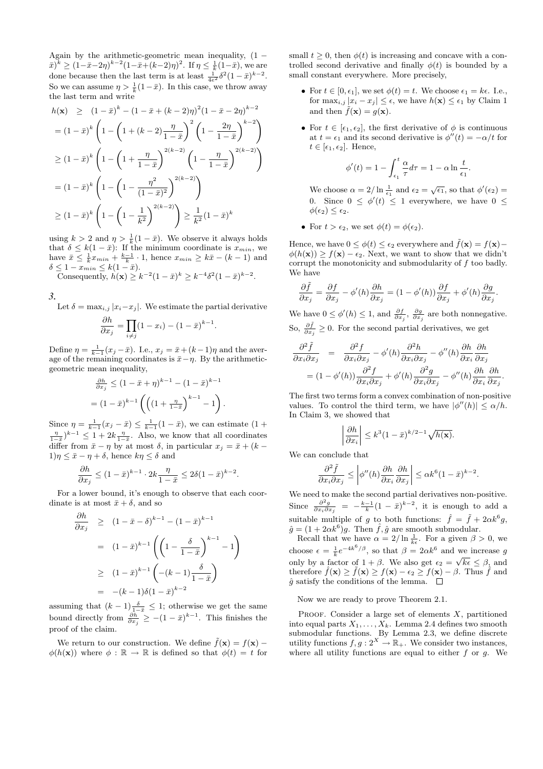Again by the arithmetic-geometric mean inequality, $(1-\bar{x})^k \geq (1-\bar{x}-2\eta)^{k-2}(1-\bar{x}+(k-2)\eta)^2$. If $\eta \leq \frac{1}{k}(1-\bar{x})$, we are done because then the last term is at least $\frac{1}{4e^2}\delta^2(1-\bar{x})^{k-2}$. So we can assume $\eta > \frac{1}{k}(1-\bar{x})$. In this case, we throw away the last term and write

$$
\begin{aligned}
h(\mathbf{x}) &\geq (1-\bar{x})^k - (1-\bar{x}+(k-2)\eta)^2(1-\bar{x}-2\eta)^{k-2} \\
&= (1-\bar{x})^k \left(1 - \left(1+(k-2)\frac{\eta}{1-\bar{x}}\right)^2 \left(1-\frac{2\eta}{1-\bar{x}}\right)^{k-2}\right) \\
&\geq (1-\bar{x})^k \left(1 - \left(1+\frac{\eta}{1-\bar{x}}\right)^{2(k-2)} \left(1-\frac{\eta}{1-\bar{x}}\right)^{2(k-2)}\right) \\
&= (1-\bar{x})^k \left(1 - \left(1-\frac{\eta^2}{(1-\bar{x})^2}\right)^{2(k-2)}\right) \\
&\geq (1-\bar{x})^k \left(1 - \left(1-\frac{1}{k^2}\right)^{2(k-2)}\right) \geq \frac{1}{k^2}(1-\bar{x})^k
\end{aligned}
$$

using $k > 2$ and $\eta > \frac{1}{k}(1-\bar{x})$. We observe it always holds that $\delta \leq k(1-\bar{x})$: If the minimum coordinate is $x_{min}$, we have $\bar{x} \leq \frac{1}{k}x_{min} + \frac{k-1}{k}\cdot 1$, hence $x_{min} \geq k\bar{x} - (k-1)$ and $\delta \leq 1 - x_{min} \leq k(1-\bar{x})$.

Consequently, $h(\mathbf{x}) \geq k^{-2}(1-\bar{x})^k \geq k^{-4}\delta^2(1-\bar{x})^{k-2}$.

*3.*

Let $\delta = \max_{i,j}|x_i - x_j|$. We estimate the partial derivative

$$\frac{\partial h}{\partial x_j} = \prod_{i \neq j}(1-x_i) - (1-\bar{x})^{k-1}.$$

Define $\eta = \frac{1}{k-1}(x_j - \bar{x})$. I.e., $x_j = \bar{x} + (k-1)\eta$ and the average of the remaining coordinates is $\bar{x} - \eta$. By the arithmetic-geometric mean inequality,

$$
\begin{aligned}
\tfrac{\partial h}{\partial x_j} &\leq (1-\bar{x}+\eta)^{k-1} - (1-\bar{x})^{k-1} \\
&= (1-\bar{x})^{k-1}\left(\left(1+\tfrac{\eta}{1-\bar{x}}\right)^{k-1} - 1\right).
\end{aligned}
$$

Since $\eta = \frac{1}{k-1}(x_j - \bar{x}) \leq \frac{1}{k-1}(1-\bar{x})$, we can estimate $(1+\frac{\eta}{1-\bar{x}})^{k-1} \leq 1 + 2k\frac{\eta}{1-\bar{x}}$. Also, we know that all coordinates differ from $\bar{x} - \eta$ by at most $\delta$, in particular $x_j = \bar{x} + (k-1)\eta \leq \bar{x} - \eta + \delta$, hence $k\eta \leq \delta$ and

$$\frac{\partial h}{\partial x_j} \leq (1-\bar{x})^{k-1} \cdot 2k\frac{\eta}{1-\bar{x}} \leq 2\delta(1-\bar{x})^{k-2}.$$

For a lower bound, it's enough to observe that each coordinate is at most $\bar{x} + \delta$, and so

$$
\begin{aligned}
\frac{\partial h}{\partial x_j} &\geq (1-\bar{x}-\delta)^{k-1} - (1-\bar{x})^{k-1} \\
&= (1-\bar{x})^{k-1}\left(\left(1-\frac{\delta}{1-\bar{x}}\right)^{k-1} - 1\right) \\
&\geq (1-\bar{x})^{k-1}\left(-(k-1)\frac{\delta}{1-\bar{x}}\right) \\
&= -(k-1)\delta(1-\bar{x})^{k-2}
\end{aligned}
$$

assuming that $(k-1)\frac{\delta}{1-\bar{x}} \leq 1$; otherwise we get the same bound directly from $\frac{\partial h}{\partial x_j} \geq -(1-\bar{x})^{k-1}$. This finishes the proof of the claim.

We return to our construction. We define $\tilde{f}(\mathbf{x}) = f(\mathbf{x}) - \phi(h(\mathbf{x}))$ where $\phi : \mathbb{R} \to \mathbb{R}$ is defined so that $\phi(t) = t$ for small $t \geq 0$, then $\phi(t)$ is increasing and concave with a controlled second derivative and finally $\phi(t)$ is bounded by a small constant everywhere. More precisely,

- For $t \in [0, \epsilon_1]$, we set $\phi(t) = t$. We choose $\epsilon_1 = k\epsilon$. I.e., for $\max_{i,j}|x_i - x_j| \leq \epsilon$, we have $h(\mathbf{x}) \leq \epsilon_1$ by Claim 1 and then $\tilde{f}(\mathbf{x}) = g(\mathbf{x})$.
- For $t \in [\epsilon_1, \epsilon_2]$, the first derivative of $\phi$ is continuous at $t = \epsilon_1$ and its second derivative is $\phi''(t) = -\alpha/t$ for $t \in [\epsilon_1, \epsilon_2]$. Hence,
  $$\phi'(t) = 1 - \int_{\epsilon_1}^{t} \frac{\alpha}{\tau}d\tau = 1 - \alpha \ln \frac{t}{\epsilon_1}.$$
  We choose $\alpha = 2/\ln\frac{1}{\epsilon_1}$ and $\epsilon_2 = \sqrt{\epsilon_1}$, so that $\phi'(\epsilon_2) = 0$. Since $0 \leq \phi'(t) \leq 1$ everywhere, we have $0 \leq \phi(\epsilon_2) \leq \epsilon_2$.
- For $t > \epsilon_2$, we set $\phi(t) = \phi(\epsilon_2)$.

Hence, we have $0 \leq \phi(t) \leq \epsilon_2$ everywhere and $\tilde{f}(\mathbf{x}) = f(\mathbf{x}) - \phi(h(\mathbf{x})) \geq f(\mathbf{x}) - \epsilon_2$. Next, we want to show that we didn't corrupt the monotonicity and submodularity of $f$ too badly. We have

$$\frac{\partial \tilde{f}}{\partial x_j} = \frac{\partial f}{\partial x_j} - \phi'(h)\frac{\partial h}{\partial x_j} = (1-\phi'(h))\frac{\partial f}{\partial x_j} + \phi'(h)\frac{\partial g}{\partial x_j}.$$

We have $0 \leq \phi'(h) \leq 1$, and $\frac{\partial f}{\partial x_j}, \frac{\partial g}{\partial x_j}$ are both nonnegative. So, $\frac{\partial \tilde{f}}{\partial x_j} \geq 0$. For the second partial derivatives, we get

$$
\begin{aligned}
\frac{\partial^2 \tilde{f}}{\partial x_i \partial x_j} &= \frac{\partial^2 f}{\partial x_i \partial x_j} - \phi'(h)\frac{\partial^2 h}{\partial x_i \partial x_j} - \phi''(h)\frac{\partial h}{\partial x_i}\frac{\partial h}{\partial x_j} \\
&= (1-\phi'(h))\frac{\partial^2 f}{\partial x_i \partial x_j} + \phi'(h)\frac{\partial^2 g}{\partial x_i \partial x_j} - \phi''(h)\frac{\partial h}{\partial x_i}\frac{\partial h}{\partial x_j}.
\end{aligned}
$$

The first two terms form a convex combination of non-positive values. To control the third term, we have $|\phi''(h)| \leq \alpha/h$. In Claim 3, we showed that

$$\left|\frac{\partial h}{\partial x_i}\right| \leq k^3(1-\bar{x})^{k/2-1}\sqrt{h(\mathbf{x})}.$$

We can conclude that

$$\frac{\partial^2 \tilde{f}}{\partial x_i \partial x_j} \leq \left|\phi''(h)\frac{\partial h}{\partial x_i}\frac{\partial h}{\partial x_j}\right| \leq \alpha k^6(1-\bar{x})^{k-2}.$$

We need to make the second partial derivatives non-positive. Since $\frac{\partial^2 g}{\partial x_i \partial x_j} = -\frac{k-1}{k}(1-\bar{x})^{k-2}$, it is enough to add a suitable multiple of $g$ to both functions: $\hat{f} = \tilde{f} + 2\alpha k^6 g$, $\hat{g} = (1+2\alpha k^6)g$. Then $\hat{f}, \hat{g}$ are smooth submodular.

Recall that we have $\alpha = 2/\ln\frac{1}{k\epsilon}$. For a given $\beta > 0$, we choose $\epsilon = \frac{1}{k}e^{-4k^6/\beta}$, so that $\beta = 2\alpha k^6$ and we increase $g$ only by a factor of $1+\beta$. We also get $\epsilon_2 = \sqrt{k\epsilon} \leq \beta$, and therefore $\hat{f}(\mathbf{x}) \geq \tilde{f}(\mathbf{x}) \geq f(\mathbf{x}) - \epsilon_2 \geq f(\mathbf{x}) - \beta$. Thus $\hat{f}$ and $\hat{g}$ satisfy the conditions of the lemma. $\square$

Now we are ready to prove Theorem 2.1.

Proof. Consider a large set of elements $X$, partitioned into equal parts $X_1, \ldots, X_k$. Lemma 2.4 defines two smooth submodular functions. By Lemma 2.3, we define discrete utility functions $f, g : 2^X \to \mathbb{R}_+$. We consider two instances, where all utility functions are equal to either $f$ or $g$. We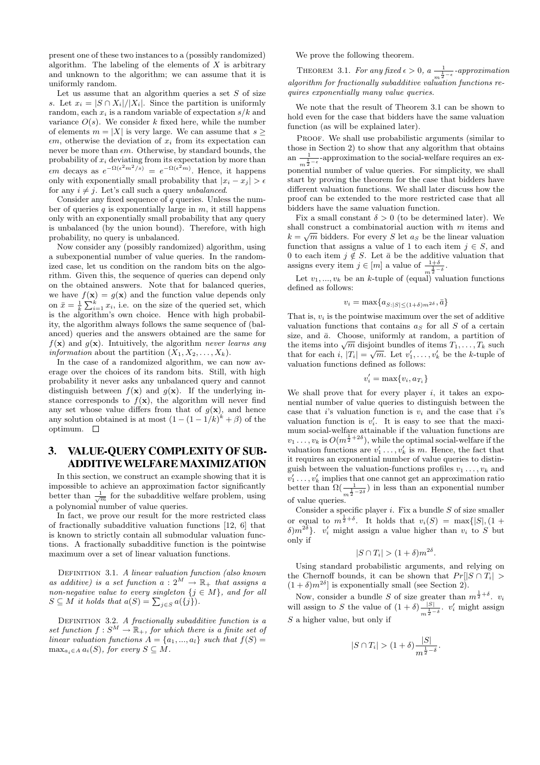present one of these two instances to a (possibly randomized) algorithm. The labeling of the elements of $X$ is arbitrary and unknown to the algorithm; we can assume that it is uniformly random.

Let us assume that an algorithm queries a set $S$ of size $s$. Let $x_i = |S \cap X_i|/|X_i|$. Since the partition is uniformly random, each $x_i$ is a random variable of expectation $s/k$ and variance $O(s)$. We consider $k$ fixed here, while the number of elements $m = |X|$ is very large. We can assume that $s \geq \epsilon m$, otherwise the deviation of $x_i$ from its expectation can never be more than $\epsilon m$. Otherwise, by standard bounds, the probability of $x_i$ deviating from its expectation by more than $\epsilon m$ decays as $e^{-\Omega(\epsilon^2 m^2/s)} = e^{-\Omega(\epsilon^2 m)}$. Hence, it happens only with exponentially small probability that $|x_i - x_j| > \epsilon$ for any $i \neq j$. Let's call such a query *unbalanced*.

Consider any fixed sequence of $q$ queries. Unless the number of queries $q$ is exponentially large in $m$, it still happens only with an exponentially small probability that any query is unbalanced (by the union bound). Therefore, with high probability, no query is unbalanced.

Now consider any (possibly randomized) algorithm, using a subexponential number of value queries. In the randomized case, let us condition on the random bits on the algorithm. Given this, the sequence of queries can depend only on the obtained answers. Note that for balanced queries, we have $f(\mathbf{x}) = g(\mathbf{x})$ and the function value depends only on $\bar{x} = \frac{1}{k}\sum_{i=1}^{k} x_i$, i.e. on the size of the queried set, which is the algorithm's own choice. Hence with high probability, the algorithm always follows the same sequence of (balanced) queries and the answers obtained are the same for $f(\mathbf{x})$ and $g(\mathbf{x})$. Intuitively, the algorithm *never learns any information* about the partition $(X_1, X_2, \ldots, X_k)$.

In the case of a randomized algorithm, we can now average over the choices of its random bits. Still, with high probability it never asks any unbalanced query and cannot distinguish between $f(\mathbf{x})$ and $g(\mathbf{x})$. If the underlying instance corresponds to $f(\mathbf{x})$, the algorithm will never find any set whose value differs from that of $g(\mathbf{x})$, and hence any solution obtained is at most $(1 - (1 - 1/k)^k + \beta)$ of the optimum. $\square$

## 3. VALUE-QUERY COMPLEXITY OF SUBADDITIVE WELFARE MAXIMIZATION

In this section, we construct an example showing that it is impossible to achieve an approximation factor significantly better than $\frac{1}{\sqrt{m}}$ for the subadditive welfare problem, using a polynomial number of value queries.

In fact, we prove our result for the more restricted class of fractionally subadditive valuation functions [12, 6] that is known to strictly contain all submodular valuation functions. A fractionally subadditive function is the pointwise maximum over a set of linear valuation functions.

DEFINITION 3.1. *A linear valuation function (also known as additive) is a set function $a : 2^M \rightarrow \mathbb{R}_+$ that assigns a non-negative value to every singleton $\{j \in M\}$, and for all $S \subseteq M$ it holds that $a(S) = \sum_{j \in S} a(\{j\})$.*

DEFINITION 3.2. *A fractionally subadditive function is a set function $f : S^M \rightarrow \mathbb{R}_+$, for which there is a finite set of linear valuation functions $A = \{a_1, ..., a_l\}$ such that $f(S) = \max_{a_i \in A} a_i(S)$, for every $S \subseteq M$.*

We prove the following theorem.

THEOREM 3.1. *For any fixed $\epsilon > 0$, a $\frac{1}{m^{\frac{1}{2}-\epsilon}}$-approximation algorithm for fractionally subadditive valuation functions requires exponentially many value queries.*

We note that the result of Theorem 3.1 can be shown to hold even for the case that bidders have the same valuation function (as will be explained later).

PROOF. We shall use probabilistic arguments (similar to those in Section 2) to show that any algorithm that obtains an $\frac{1}{m^{\frac{1}{2}-\epsilon}}$-approximation to the social-welfare requires an exponential number of value queries. For simplicity, we shall start by proving the theorem for the case that bidders have different valuation functions. We shall later discuss how the proof can be extended to the more restricted case that all bidders have the same valuation function.

Fix a small constant $\delta > 0$ (to be determined later). We shall construct a combinatorial auction with $m$ items and $k = \sqrt{m}$ bidders. For every $S$ let $a_S$ be the linear valuation function that assigns a value of 1 to each item $j \in S$, and 0 to each item $j \notin S$. Let $\bar{a}$ be the additive valuation that assigns every item $j \in [m]$ a value of $\frac{1+\delta}{m^{\frac{1}{2}-\delta}}$.

Let $v_1, ..., v_k$ be an $k$-tuple of (equal) valuation functions defined as follows:

$$v_i = \max\{a_{S:|S| \leq (1+\delta)m^{2\delta}}, \bar{a}\}$$

That is, $v_i$ is the pointwise maximum over the set of additive valuation functions that contains $a_S$ for all $S$ of a certain size, and $\bar{a}$. Choose, uniformly at random, a partition of the items into $\sqrt{m}$ disjoint bundles of items $T_1, \ldots, T_k$ such that for each $i$, $|T_i| = \sqrt{m}$. Let $v'_1, \ldots, v'_k$ be the $k$-tuple of valuation functions defined as follows:

$$v'_i = \max\{v_i, a_{T_i}\}$$

We shall prove that for every player $i$, it takes an exponential number of value queries to distinguish between the case that $i$'s valuation function is $v_i$ and the case that $i$'s valuation function is $v'_i$. It is easy to see that the maximum social-welfare attainable if the valuation functions are $v_1 \ldots, v_k$ is $O(m^{\frac{1}{2}+2\delta})$, while the optimal social-welfare if the valuation functions are $v'_1 \ldots, v'_k$ is $m$. Hence, the fact that it requires an exponential number of value queries to distinguish between the valuation-functions profiles $v_1 \ldots, v_k$ and $v'_1 \ldots, v'_k$ implies that one cannot get an approximation ratio better than $\Omega(\frac{1}{m^{\frac{1}{2}-2\delta}})$ in less than an exponential number of value queries.

Consider a specific player $i$. Fix a bundle $S$ of size smaller or equal to $m^{\frac{1}{2}+\delta}$. It holds that $v_i(S) = \max\{|S|, (1+\delta)m^{2\delta}\}$. $v'_i$ might assign a value higher than $v_i$ to $S$ but only if

$$|S \cap T_i| > (1+\delta)m^{2\delta}.$$

Using standard probabilistic arguments, and relying on the Chernoff bounds, it can be shown that $Pr[|S \cap T_i| > (1+\delta)m^{2\delta}]$ is exponentially small (see Section 2).

Now, consider a bundle $S$ of size greater than $m^{\frac{1}{2}+\delta}$. $v_i$ will assign to $S$ the value of $(1+\delta)\frac{|S|}{m^{\frac{1}{2}-\delta}}$. $v'_i$ might assign $S$ a higher value, but only if

$$|S \cap T_i| > (1+\delta)\frac{|S|}{m^{\frac{1}{2}-\delta}}.$$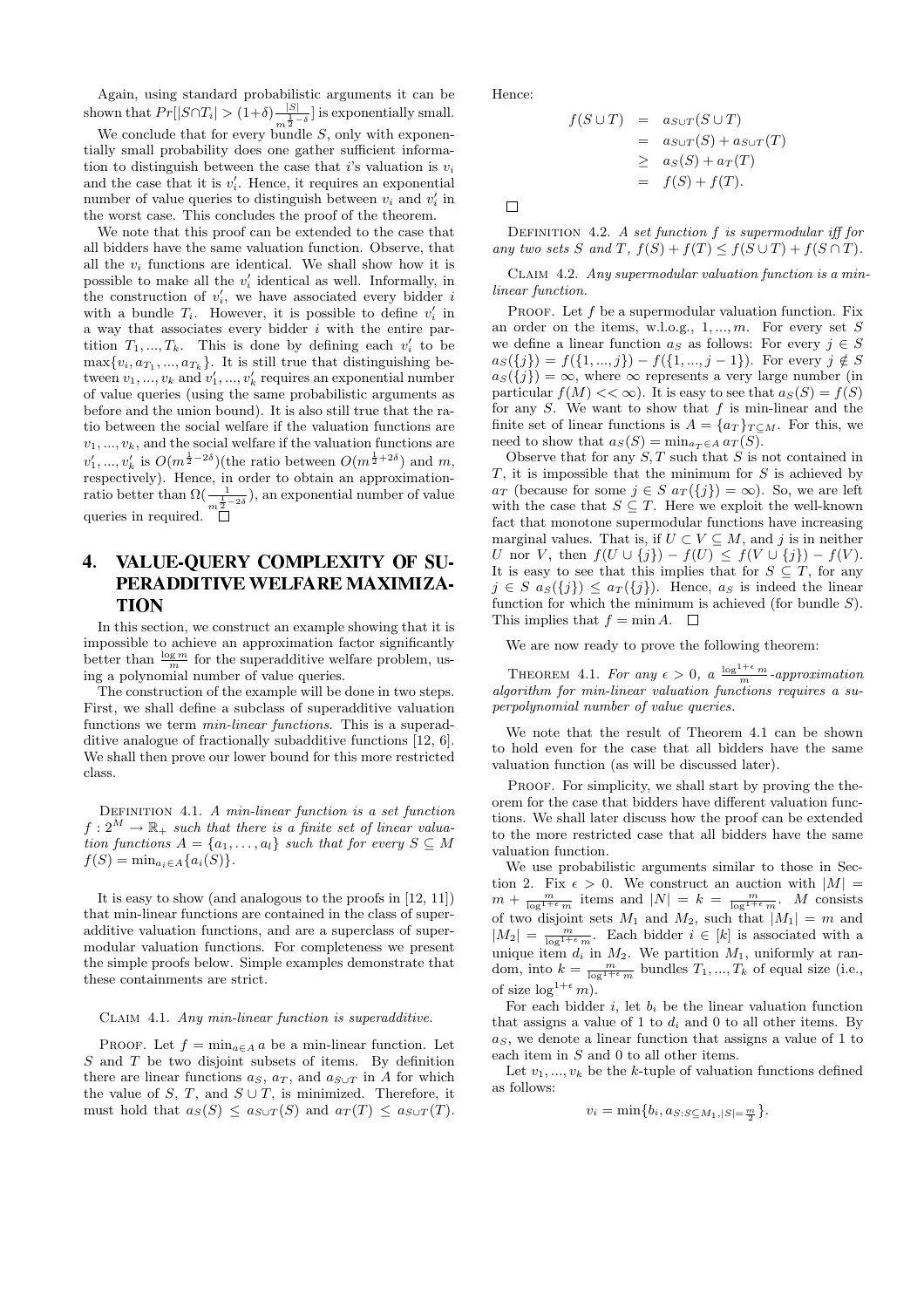Again, using standard probabilistic arguments it can be shown that $Pr[|S \cap T_i| > (1+\delta)\frac{|S|}{m^{\frac{1}{2}-\delta}}]$ is exponentially small.

We conclude that for every bundle $S$, only with exponentially small probability does one gather sufficient information to distinguish between the case that $i$'s valuation is $v_i$ and the case that it is $v'_i$. Hence, it requires an exponential number of value queries to distinguish between $v_i$ and $v'_i$ in the worst case. This concludes the proof of the theorem.

We note that this proof can be extended to the case that all bidders have the same valuation function. Observe, that all the $v_i$ functions are identical. We shall show how it is possible to make all the $v'_i$ identical as well. Informally, in the construction of $v'_i$, we have associated every bidder $i$ with a bundle $T_i$. However, it is possible to define $v'_i$ in a way that associates every bidder $i$ with the entire partition $T_1, ..., T_k$. This is done by defining each $v'_i$ to be $\max\{v_i, a_{T_1}, ..., a_{T_k}\}$. It is still true that distinguishing between $v_1, ..., v_k$ and $v'_1, ..., v'_k$ requires an exponential number of value queries (using the same probabilistic arguments as before and the union bound). It is also still true that the ratio between the social welfare if the valuation functions are $v_1, ..., v_k$, and the social welfare if the valuation functions are $v'_1, ..., v'_k$ is $O(m^{\frac{1}{2}-2\delta})$ (the ratio between $O(m^{\frac{1}{2}+2\delta})$ and $m$, respectively). Hence, in order to obtain an approximation-ratio better than $\Omega(\frac{1}{m^{\frac{1}{2}-2\delta}})$, an exponential number of value queries in required. $\square$

## 4. VALUE-QUERY COMPLEXITY OF SUPERADDITIVE WELFARE MAXIMIZATION

In this section, we construct an example showing that it is impossible to achieve an approximation factor significantly better than $\frac{\log m}{m}$ for the superadditive welfare problem, using a polynomial number of value queries.

The construction of the example will be done in two steps. First, we shall define a subclass of superadditive valuation functions we term *min-linear functions*. This is a superadditive analogue of fractionally subadditive functions [12, 6]. We shall then prove our lower bound for this more restricted class.

Definition 4.1. *A min-linear function is a set function $f : 2^M \to \mathbb{R}_+$ such that there is a finite set of linear valuation functions $A = \{a_1, \dots, a_l\}$ such that for every $S \subseteq M$ $f(S) = \min_{a_i \in A}\{a_i(S)\}$.*

It is easy to show (and analogous to the proofs in [12, 11]) that min-linear functions are contained in the class of superadditive valuation functions, and are a superclass of supermodular valuation functions. For completeness we present the simple proofs below. Simple examples demonstrate that these containments are strict.

Claim 4.1. *Any min-linear function is superadditive.*

Proof. Let $f = \min_{a \in A} a$ be a min-linear function. Let $S$ and $T$ be two disjoint subsets of items. By definition there are linear functions $a_S$, $a_T$, and $a_{S\cup T}$ in $A$ for which the value of $S$, $T$, and $S \cup T$, is minimized. Therefore, it must hold that $a_S(S) \le a_{S\cup T}(S)$ and $a_T(T) \le a_{S\cup T}(T)$. Hence:

$$
\begin{aligned}
f(S\cup T) &= a_{S\cup T}(S\cup T) \\
&= a_{S\cup T}(S) + a_{S\cup T}(T) \\
&\ge a_S(S) + a_T(T) \\
&= f(S) + f(T).
\end{aligned}
$$

$\square$

Definition 4.2. *A set function $f$ is supermodular iff for any two sets $S$ and $T$, $f(S) + f(T) \le f(S \cup T) + f(S \cap T)$.*

Claim 4.2. *Any supermodular valuation function is a min-linear function.*

Proof. Let $f$ be a supermodular valuation function. Fix an order on the items, w.l.o.g., $1, ..., m$. For every set $S$ we define a linear function $a_S$ as follows: For every $j \in S$ $a_S(\{j\}) = f(\{1, ..., j\}) - f(\{1, ..., j-1\})$. For every $j \notin S$ $a_S(\{j\}) = \infty$, where $\infty$ represents a very large number (in particular $f(M) << \infty$). It is easy to see that $a_S(S) = f(S)$ for any $S$. We want to show that $f$ is min-linear and the finite set of linear functions is $A = \{a_T\}_{T \subseteq M}$. For this, we need to show that $a_S(S) = \min_{a_T \in A} a_T(S)$.

Observe that for any $S, T$ such that $S$ is not contained in $T$, it is impossible that the minimum for $S$ is achieved by $a_T$ (because for some $j \in S$ $a_T(\{j\}) = \infty$). So, we are left with the case that $S \subseteq T$. Here we exploit the well-known fact that monotone supermodular functions have increasing marginal values. That is, if $U \subset V \subseteq M$, and $j$ is in neither $U$ nor $V$, then $f(U \cup \{j\}) - f(U) \le f(V \cup \{j\}) - f(V)$. It is easy to see that this implies that for $S \subseteq T$, for any $j \in S$ $a_S(\{j\}) \le a_T(\{j\})$. Hence, $a_S$ is indeed the linear function for which the minimum is achieved (for bundle $S$). This implies that $f = \min A$. $\square$

We are now ready to prove the following theorem:

Theorem 4.1. *For any $\epsilon > 0$, a $\frac{\log^{1+\epsilon} m}{m}$-approximation algorithm for min-linear valuation functions requires a superpolynomial number of value queries.*

We note that the result of Theorem 4.1 can be shown to hold even for the case that all bidders have the same valuation function (as will be discussed later).

Proof. For simplicity, we shall start by proving the theorem for the case that bidders have different valuation functions. We shall later discuss how the proof can be extended to the more restricted case that all bidders have the same valuation function.

We use probabilistic arguments similar to those in Section 2. Fix $\epsilon > 0$. We construct an auction with $|M| = m + \frac{m}{\log^{1+\epsilon} m}$ items and $|N| = k = \frac{m}{\log^{1+\epsilon} m}$. $M$ consists of two disjoint sets $M_1$ and $M_2$, such that $|M_1| = m$ and $|M_2| = \frac{m}{\log^{1+\epsilon} m}$. Each bidder $i \in [k]$ is associated with a unique item $d_i$ in $M_2$. We partition $M_1$, uniformly at random, into $k = \frac{m}{\log^{1+\epsilon} m}$ bundles $T_1, ..., T_k$ of equal size (i.e., of size $\log^{1+\epsilon} m$).

For each bidder $i$, let $b_i$ be the linear valuation function that assigns a value of 1 to $d_i$ and 0 to all other items. By $a_S$, we denote a linear function that assigns a value of 1 to each item in $S$ and 0 to all other items.

Let $v_1, ..., v_k$ be the $k$-tuple of valuation functions defined as follows:

$$v_i = \min\{b_i, a_{S: S \subseteq M_1, |S| = \frac{m}{2}}\}.$$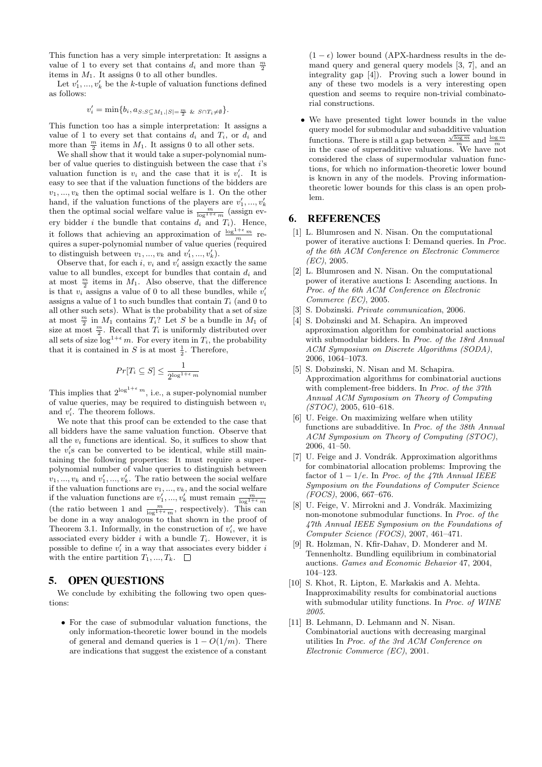This function has a very simple interpretation: It assigns a value of 1 to every set that contains $d_i$ and more than $\frac{m}{2}$ items in $M_1$. It assigns 0 to all other bundles.

Let $v'_1, ..., v'_k$ be the $k$-tuple of valuation functions defined as follows:

$$v'_i = \min\{b_i, a_{S:S\subseteq M_1, |S|=\frac{m}{2}\ \&\ S\cap T_i \neq \emptyset}\}.$$

This function too has a simple interpretation: It assigns a value of 1 to every set that contains $d_i$ and $T_i$, or $d_i$ and more than $\frac{m}{2}$ items in $M_1$. It assigns 0 to all other sets.

We shall show that it would take a super-polynomial number of value queries to distinguish between the case that $i$'s valuation function is $v_i$ and the case that it is $v'_i$. It is easy to see that if the valuation functions of the bidders are $v_1, ..., v_k$ then the optimal social welfare is 1. On the other hand, if the valuation functions of the players are $v'_1, ..., v'_k$ then the optimal social welfare value is $\frac{m}{\log^{1+\epsilon} m}$ (assign every bidder $i$ the bundle that contains $d_i$ and $T_i$). Hence, it follows that achieving an approximation of $\frac{\log^{1+\epsilon} m}{m}$ requires a super-polynomial number of value queries (required to distinguish between $v_1, ..., v_k$ and $v'_1, ..., v'_k$).

Observe that, for each $i$, $v_i$ and $v'_i$ assign exactly the same value to all bundles, except for bundles that contain $d_i$ and at most $\frac{m}{2}$ items in $M_1$. Also observe, that the difference is that $v_i$ assigns a value of 0 to all these bundles, while $v'_i$ assigns a value of 1 to such bundles that contain $T_i$ (and 0 to all other such sets). What is the probability that a set of size at most $\frac{m}{2}$ in $M_1$ contains $T_i$? Let $S$ be a bundle in $M_1$ of size at most $\frac{m}{2}$. Recall that $T_i$ is uniformly distributed over all sets of size $\log^{1+\epsilon} m$. For every item in $T_i$, the probability that it is contained in $S$ is at most $\frac{1}{2}$. Therefore,

$$Pr[T_i \subseteq S] \leq \frac{1}{2^{\log^{1+\epsilon} m}}$$

This implies that $2^{\log^{1+\epsilon} m}$, i.e., a super-polynomial number of value queries, may be required to distinguish between $v_i$ and $v'_i$. The theorem follows.

We note that this proof can be extended to the case that all bidders have the same valuation function. Observe that all the $v_i$ functions are identical. So, it suffices to show that the $v'_i$s can be converted to be identical, while still maintaining the following properties: It must require a super-polynomial number of value queries to distinguish between $v_1, ..., v_k$ and $v'_1, ..., v'_k$. The ratio between the social welfare if the valuation functions are $v_1, ..., v_k$, and the social welfare if the valuation functions are $v'_1, ..., v'_k$ must remain $\frac{m}{\log^{1+\epsilon} m}$ (the ratio between 1 and $\frac{m}{\log^{1+\epsilon} m}$, respectively). This can be done in a way analogous to that shown in the proof of Theorem 3.1. Informally, in the construction of $v'_i$, we have associated every bidder $i$ with a bundle $T_i$. However, it is possible to define $v'_i$ in a way that associates every bidder $i$ with the entire partition $T_1, ..., T_k$. □

## 5. OPEN QUESTIONS

We conclude by exhibiting the following two open questions:

- For the case of submodular valuation functions, the only information-theoretic lower bound in the models of general and demand queries is $1 - O(1/m)$. There are indications that suggest the existence of a constant $(1 - \epsilon)$ lower bound (APX-hardness results in the demand query and general query models [3, 7], and an integrality gap [4]). Proving such a lower bound in any of these two models is a very interesting open question and seems to require non-trivial combinatorial constructions.
- We have presented tight lower bounds in the value query model for submodular and subadditive valuation functions. There is still a gap between $\frac{\sqrt{\log m}}{m}$ and $\frac{\log m}{m}$ in the case of superadditive valuations. We have not considered the class of supermodular valuation functions, for which no information-theoretic lower bound is known in any of the models. Proving information-theoretic lower bounds for this class is an open problem.

## 6. REFERENCES

[1] L. Blumrosen and N. Nisan. On the computational power of iterative auctions I: Demand queries. In *Proc. of the 6th ACM Conference on Electronic Commerce (EC)*, 2005.

[2] L. Blumrosen and N. Nisan. On the computational power of iterative auctions I: Ascending auctions. In *Proc. of the 6th ACM Conference on Electronic Commerce (EC)*, 2005.

[3] S. Dobzinski. *Private communication*, 2006.

[4] S. Dobzinski and M. Schapira. An improved approximation algorithm for combinatorial auctions with submodular bidders. In *Proc. of the 18rd Annual ACM Symposium on Discrete Algorithms (SODA)*, 2006, 1064–1073.

[5] S. Dobzinski, N. Nisan and M. Schapira. Approximation algorithms for combinatorial auctions with complement-free bidders. In *Proc. of the 37th Annual ACM Symposium on Theory of Computing (STOC)*, 2005, 610–618.

[6] U. Feige. On maximizing welfare when utility functions are subadditive. In *Proc. of the 38th Annual ACM Symposium on Theory of Computing (STOC)*, 2006, 41–50.

[7] U. Feige and J. Vondrák. Approximation algorithms for combinatorial allocation problems: Improving the factor of $1 - 1/e$. In *Proc. of the 47th Annual IEEE Symposium on the Foundations of Computer Science (FOCS)*, 2006, 667–676.

[8] U. Feige, V. Mirrokni and J. Vondrák. Maximizing non-monotone submodular functions. In *Proc. of the 47th Annual IEEE Symposium on the Foundations of Computer Science (FOCS)*, 2007, 461–471.

[9] R. Holzman, N. Kfir-Dahav, D. Monderer and M. Tennenholtz. Bundling equilibrium in combinatorial auctions. *Games and Economic Behavior* 47, 2004, 104–123.

[10] S. Khot, R. Lipton, E. Markakis and A. Mehta. Inapproximability results for combinatorial auctions with submodular utility functions. In *Proc. of WINE 2005*.

[11] B. Lehmann, D. Lehmann and N. Nisan. Combinatorial auctions with decreasing marginal utilities In *Proc. of the 3rd ACM Conference on Electronic Commerce (EC)*, 2001.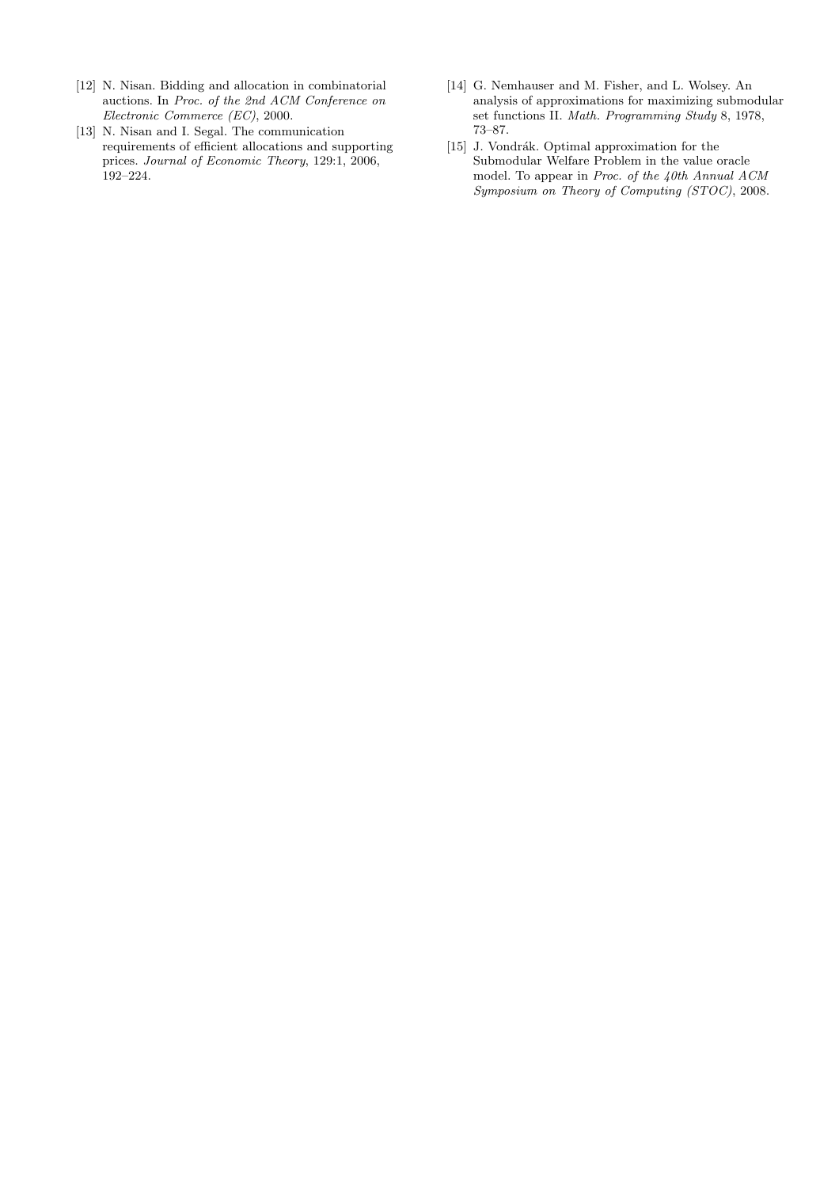[12] N. Nisan. Bidding and allocation in combinatorial auctions. In *Proc. of the 2nd ACM Conference on Electronic Commerce (EC)*, 2000.

[13] N. Nisan and I. Segal. The communication requirements of efficient allocations and supporting prices. *Journal of Economic Theory*, 129:1, 2006, 192–224.

[14] G. Nemhauser and M. Fisher, and L. Wolsey. An analysis of approximations for maximizing submodular set functions II. *Math. Programming Study* 8, 1978, 73–87.

[15] J. Vondrák. Optimal approximation for the Submodular Welfare Problem in the value oracle model. To appear in *Proc. of the 40th Annual ACM Symposium on Theory of Computing (STOC)*, 2008.